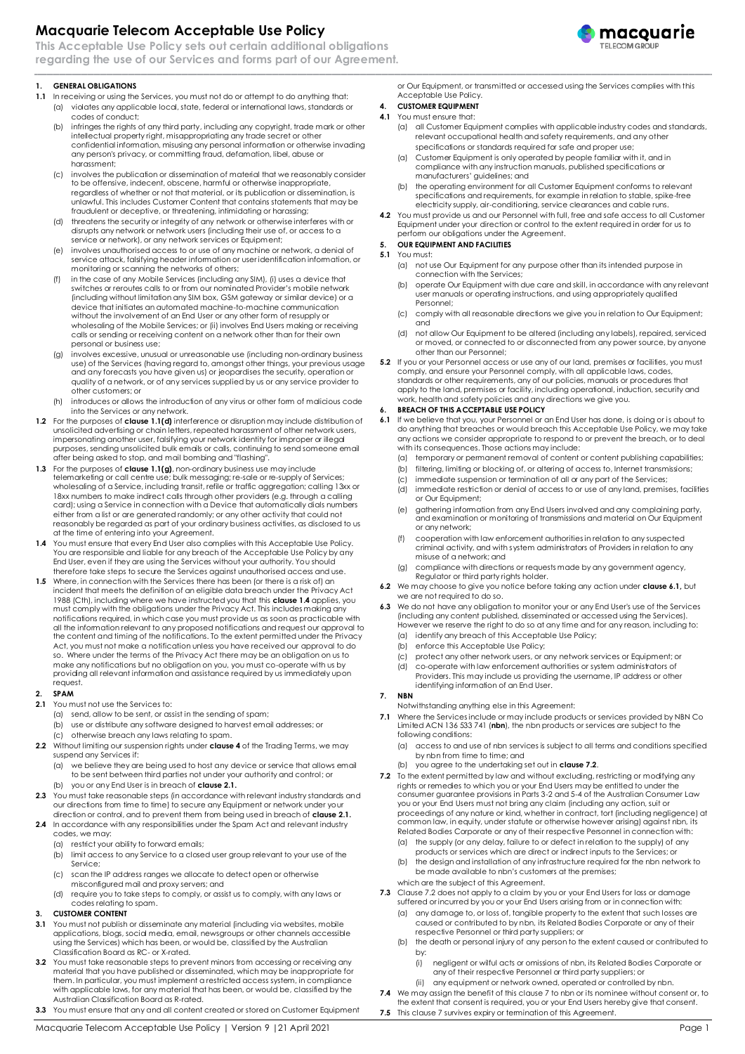# Macquarie Telecom Acceptable Use Policy

**This Acceptable Use Policy sets out certain additional obligations regarding the use of our Services and forms part of our Agreement.**

**1. GENERAL OBLIGATIONS**

**1.1** In receiving or using the Services, you must not do or attempt to do anything that:

(a) violates any applicable local, state, federal or international laws, standards or codes of conduct;

(b) infringes the rights of any third party, including any copyright, trade mark or other intellectual property right, misappropriating any trade secret or other confidential information, misusing any personal information or otherwise invading any person's privacy, or committing fraud, defamation, libel, abuse or harassment;

(c) involves the publication or dissemination of material that we reasonably consider to be offensive, indecent, obscene, harmful or otherwise inappropriate, regardless of whether or not that material, or its publication or dissemination, is unlawful. This includes Customer Content that contains statements that may be fraudulent or deceptive, or threatening, intimidating or harassing;

(d) threatens the security or integrity of any network or otherwise interferes with or disrupts any network or network users (including their use of, or access to a service or network), or any network services or Equipment;

(e) involves unauthorised access to or use of any machine or network, a denial of service attack, falsifying header information or user identification information, or monitoring or scanning the networks of others;

(f) in the case of any Mobile Services (including any SIM), (i) uses a device that switches or reroutes calls to or from our nominated Provider's mobile network (including without limitation any SIM box, GSM gateway or similar device) or a device that initiates an automated machine-to-machine communication without the involvement of an End User or any other form of resupply or wholesaling of the Mobile Services; or (ii) involves End Users making or receiving calls or sending or receiving content on a network other than for their own personal or business use;

(g) involves excessive, unusual or unreasonable use (including non-ordinary business use) of the Services (having regard to, amongst other things, your previous usage and any forecasts you have given us) or jeopardises the security, operation or quality of a network, or of any services supplied by us or any service provider to other customers; or

(h) introduces or allows the introduction of any virus or other form of malicious code into the Services or any network.

**1.2** For the purposes of **clause 1.1(d)** interference or disruption may include distribution of unsolicited advertising or chain letters, repeated harassment of other network users, impersonating another user, falsifying your network identity for improper or illegal purposes, sending unsolicited bulk emails or calls, continuing to send someone email after being asked to stop, and mail bombing and "flashing".

**1.3** For the purposes of **clause 1.1(g)**, non-ordinary business use may include telemarketing or call centre use; bulk messaging; re-sale or re-supply of Services; wholesaling of a Service, including transit, refile or traffic aggregation; calling 13xx or 18xx numbers to make indirect calls through other providers (e.g. through a calling card); using a Service in connection with a Device that automatically dials numbers either from a list or are generated randomly; or any other activity that could not reasonably be regarded as part of your ordinary business activities, as disclosed to us at the time of entering into your Agreement.

**1.4** You must ensure that every End User also complies with this Acceptable Use Policy. You are responsible and liable for any breach of the Acceptable Use Policy by any End User, even if they are using the Services without your authority. You should therefore take steps to secure the Services against unauthorised access and use.

**1.5** Where, in connection with the Services there has been (or there is a risk of) an incident that meets the definition of an eligible data breach under the Privacy Act 1988 (Cth), including where we have instructed you that this **clause 1.4** applies, you must comply with the obligations under the Privacy Act. This includes making any notifications required, in which case you must provide us as soon as practicable with all the information relevant to any proposed notifications and request our approval to the content and timing of the notifications. To the extent permitted under the Privacy Act, you must not make a notification unless you have received our approval to do so. Where under the terms of the Privacy Act there may be an obligation on us to make any notifications but no obligation on you, you must co-operate with us by providing all relevant information and assistance required by us immediately upon request.

**2. SPAM**

**2.1** You must not use the Services to:

(a) send, allow to be sent, or assist in the sending of spam;

(b) use or distribute any software designed to harvest email addresses; or

(c) otherwise breach any laws relating to spam.

**2.2** Without limiting our suspension rights under **clause 4** of the Trading Terms, we may suspend any Services if:

(a) we believe they are being used to host any device or service that allows email to be sent between third parties not under your authority and control; or

(b) you or any End User is in breach of **clause 2.1.**

**2.3** You must take reasonable steps (in accordance with relevant industry standards and our directions from time to time) to secure any Equipment or network under your direction or control, and to prevent them from being used in breach of **clause 2.1.**

**2.4** In accordance with any responsibilities under the Spam Act and relevant industry codes, we may:

(a) restrict your ability to forward emails;

(b) limit access to any Service to a closed user group relevant to your use of the Service;

(c) scan the IP address ranges we allocate to detect open or otherwise misconfigured mail and proxy servers; and

(d) require you to take steps to comply, or assist us to comply, with any laws or codes relating to spam.

**3. CUSTOMER CONTENT**

**3.1** You must not publish or disseminate any material (including via websites, mobile applications, blogs, social media, email, newsgroups or other channels accessible using the Services) which has been, or would be, classified by the Australian Classification Board as RC- or X-rated.

**3.2** You must take reasonable steps to prevent minors from accessing or receiving any material that you have published or disseminated, which may be inappropriate for them. In particular, you must implement a restricted access system, in compliance with applicable laws, for any material that has been, or would be, classified by the Australian Classification Board as R-rated.

**3.3** You must ensure that any and all content created or stored on Customer Equipment or Our Equipment, or transmitted or accessed using the Services complies with this Acceptable Use Policy.

**4. CUSTOMER EQUIPMENT**

**4.1** You must ensure that:

(a) all Customer Equipment complies with applicable industry codes and standards, relevant occupational health and safety requirements, and any other specifications or standards required for safe and proper use;

(a) Customer Equipment is only operated by people familiar with it, and in compliance with any instruction manuals, published specifications or manufacturers' guidelines; and

(b) the operating environment for all Customer Equipment conforms to relevant specifications and requirements, for example in relation to stable, spike-free electricity supply, air-conditioning, service clearances and cable runs.

**4.2** You must provide us and our Personnel with full, free and safe access to all Customer Equipment under your direction or control to the extent required in order for us to perform our obligations under the Agreement.

**5. OUR EQUIPMENT AND FACILITIES**

**5.1** You must:

(a) not use Our Equipment for any purpose other than its intended purpose in connection with the Services;

(b) operate Our Equipment with due care and skill, in accordance with any relevant user manuals or operating instructions, and using appropriately qualified Personnel;

(c) comply with all reasonable directions we give you in relation to Our Equipment; and

(d) not allow Our Equipment to be altered (including any labels), repaired, serviced or moved, or connected to or disconnected from any power source, by anyone other than our Personnel;

**5.2** If you or your Personnel access or use any of our land, premises or facilities, you must comply, and ensure your Personnel comply, with all applicable laws, codes, standards or other requirements, any of our policies, manuals or procedures that apply to the land, premises or facility, including operational, induction, security and work, health and safety policies and any directions we give you.

**6. BREACH OF THIS ACCEPTABLE USE POLICY**

**6.1** If we believe that you, your Personnel or an End User has done, is doing or is about to do anything that breaches or would breach this Acceptable Use Policy, we may take any actions we consider appropriate to prevent the breach, or to deal with its consequences. Those actions may include:

(a) temporary or permanent removal of content or content publishing capabilities;

(b) filtering, limiting or blocking of, or altering of access to, Internet transmissions;

(c) immediate suspension or termination of all or any part of the Services;

(d) immediate restriction or denial of access to or use of any land, premises, facilities or Our Equipment;

(e) gathering information from any End Users involved and any complaining party, and examination or monitoring of transmissions and material on Our Equipment or any network;

(f) cooperation with law enforcement authorities in relation to any suspected criminal activity, and with system administrators of Providers in relation to any misuse of a network; and

(g) compliance with directions or requests made by any government agency, Regulator or third party rights holder.

**6.2** We may choose to give you notice before taking any action under **clause 6.1,** but we are not required to do so.

**6.3** We do not have any obligation to monitor your or any End User's use of the Services (including any content published, disseminated or accessed using the Services). However we reserve the right to do so at any time and for any reason, including to:

(a) identify any breach of this Acceptable Use Policy;

(b) enforce this Acceptable Use Policy;

(c) protect any other network users, or any network services or Equipment; or

(d) co-operate with law enforcement authorities or system administrators of Providers. This may include us providing the username, IP address or other identifying information of an End User.

**7. NBN**

Notwithstanding anything else in this Agreement:

**7.1** Where the Services include or may include products or services provided by NBN Co Limited ACN 136 533 741 (**nbn**), the nbn products or services are subject to the following conditions:

(a) access to and use of nbn services is subject to all terms and conditions specified by nbn from time to time; and

(b) you agree to the undertaking set out in **clause 7.2**.

**7.2** To the extent permitted by law and without excluding, restricting or modifying any rights or remedies to which you or your End Users may be entitled to under the consumer guarantee provisions in Parts 3-2 and 5-4 of the Australian Consumer Law you or your End Users must not bring any claim (including any action, suit or proceedings of any nature or kind, whether in contract, tort (including negligence) at common law, in equity, under statute or otherwise however arising) against nbn, its Related Bodies Corporate or any of their respective Personnel in connection with:

(a) the supply (or any delay, failure to or defect in relation to the supply) of any products or services which are direct or indirect inputs to the Services; or

(b) the design and installation of any infrastructure required for the nbn network to be made available to nbn's customers at the premises;

which are the subject of this Agreement.

**7.3** Clause 7.2 does not apply to a claim by you or your End Users for loss or damage suffered or incurred by you or your End Users arising from or in connection with:

(a) any damage to, or loss of, tangible property to the extent that such losses are caused or contributed to by nbn, its Related Bodies Corporate or any of their respective Personnel or third party suppliers; or

(b) the death or personal injury of any person to the extent caused or contributed to by:

(i) negligent or wilful acts or omissions of nbn, its Related Bodies Corporate or any of their respective Personnel or third party suppliers; or

(ii) any equipment or network owned, operated or controlled by nbn.

**7.4** We may assign the benefit of this clause 7 to nbn or its nominee without consent or, to the extent that consent is required, you or your End Users hereby give that consent.

**7.5** This clause 7 survives expiry or termination of this Agreement.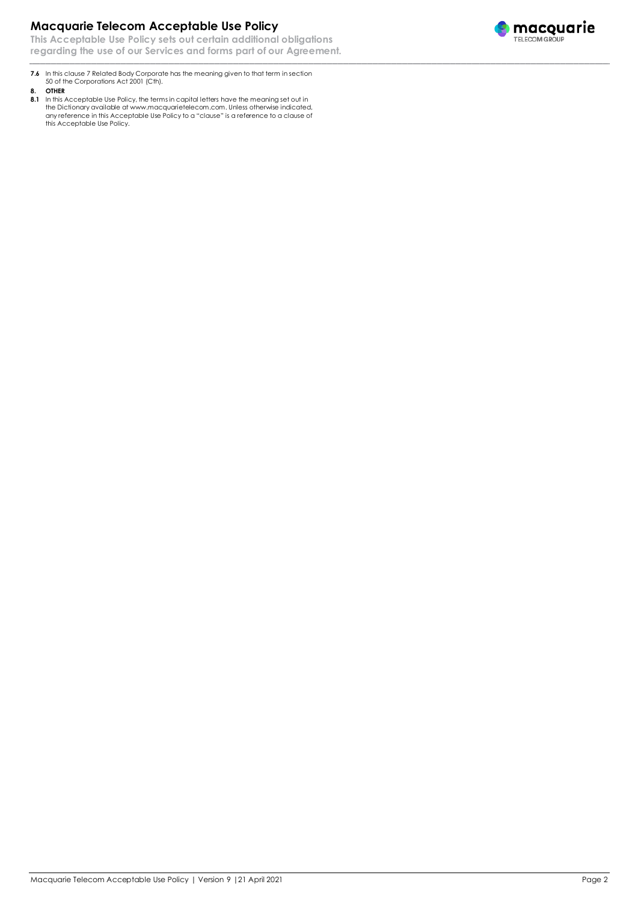**7.6** In this clause 7 Related Body Corporate has the meaning given to that term in section 50 of the Corporations Act 2001 (Cth).

**8. OTHER**

**8.1** In this Acceptable Use Policy, the terms in capital letters have the meaning set out in the Dictionary available at www.macquarietelecom.com. Unless otherwise indicated, any reference in this Acceptable Use Policy to a "clause" is a reference to a clause of this Acceptable Use Policy.